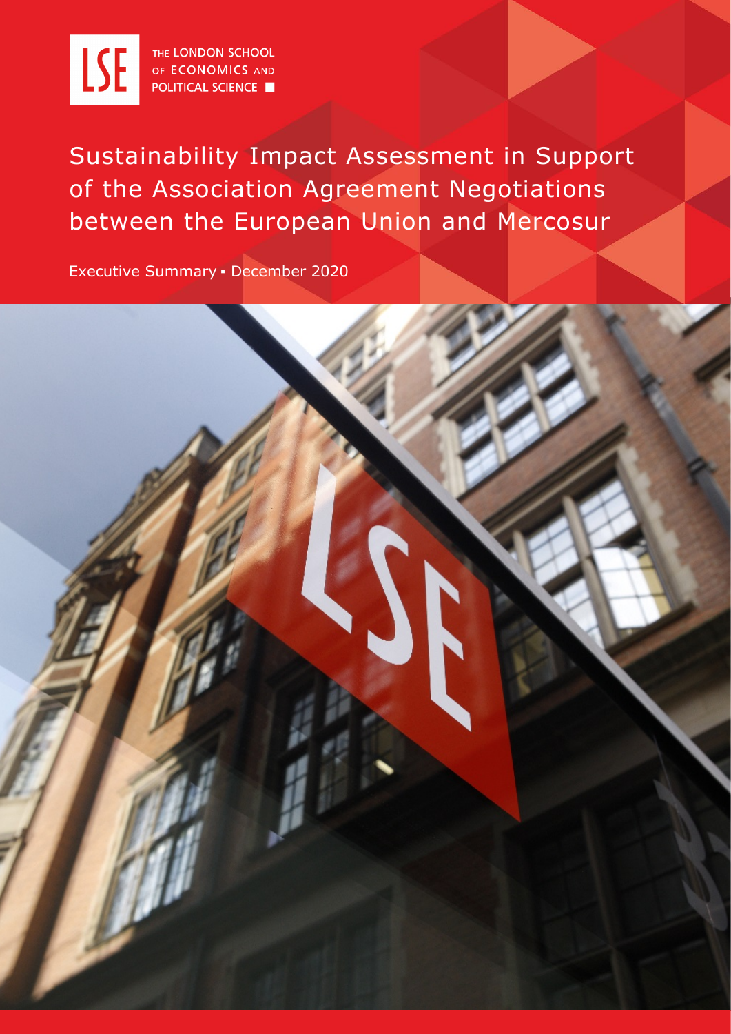THE LONDON SCHOOL OF ECONOMICS AND POLITICAL SCIENCE

# Sustainability Impact Assessment in Support of the Association Agreement Negotiations between the European Union and Mercosur

Executive Summary ▪ December 2020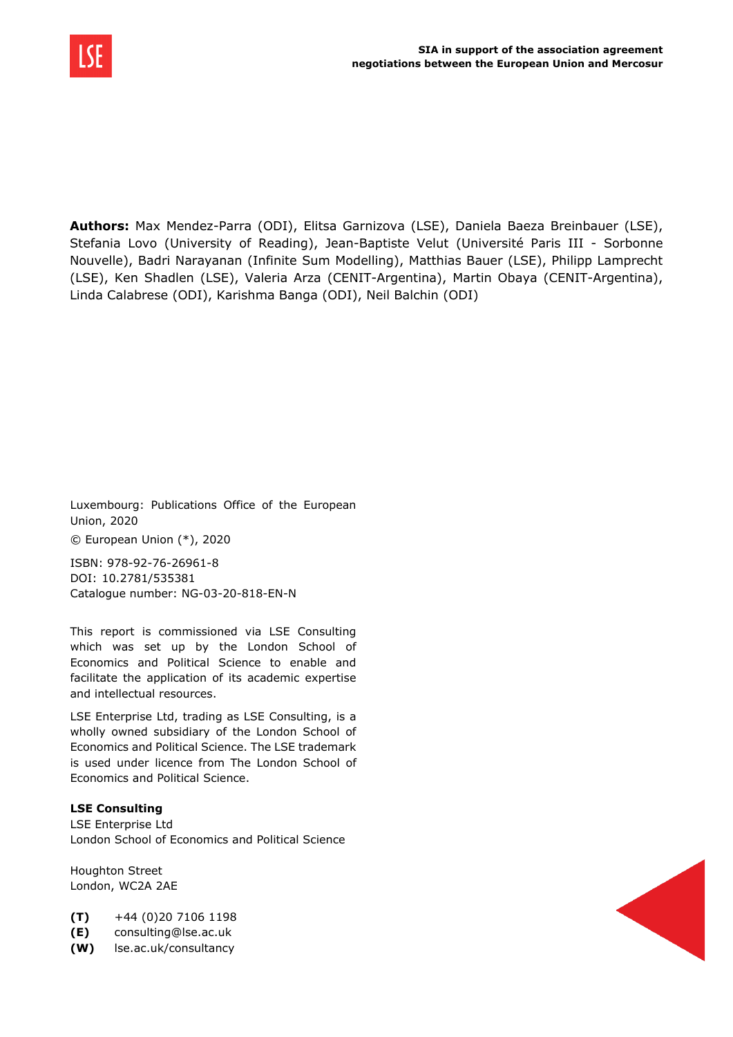**Authors:** Max Mendez-Parra (ODI), Elitsa Garnizova (LSE), Daniela Baeza Breinbauer (LSE), Stefania Lovo (University of Reading), Jean-Baptiste Velut (Université Paris III - Sorbonne Nouvelle), Badri Narayanan (Infinite Sum Modelling), Matthias Bauer (LSE), Philipp Lamprecht (LSE), Ken Shadlen (LSE), Valeria Arza (CENIT-Argentina), Martin Obaya (CENIT-Argentina), Linda Calabrese (ODI), Karishma Banga (ODI), Neil Balchin (ODI)

Luxembourg: Publications Office of the European Union, 2020

© European Union (*), 2020

ISBN: 978-92-76-26961-8
DOI: 10.2781/535381
Catalogue number: NG-03-20-818-EN-N

This report is commissioned via LSE Consulting which was set up by the London School of Economics and Political Science to enable and facilitate the application of its academic expertise and intellectual resources.

LSE Enterprise Ltd, trading as LSE Consulting, is a wholly owned subsidiary of the London School of Economics and Political Science. The LSE trademark is used under licence from The London School of Economics and Political Science.

**LSE Consulting**
LSE Enterprise Ltd
London School of Economics and Political Science

Houghton Street
London, WC2A 2AE

**(T)** +44 (0)20 7106 1198
**(E)** consulting@lse.ac.uk
**(W)** lse.ac.uk/consultancy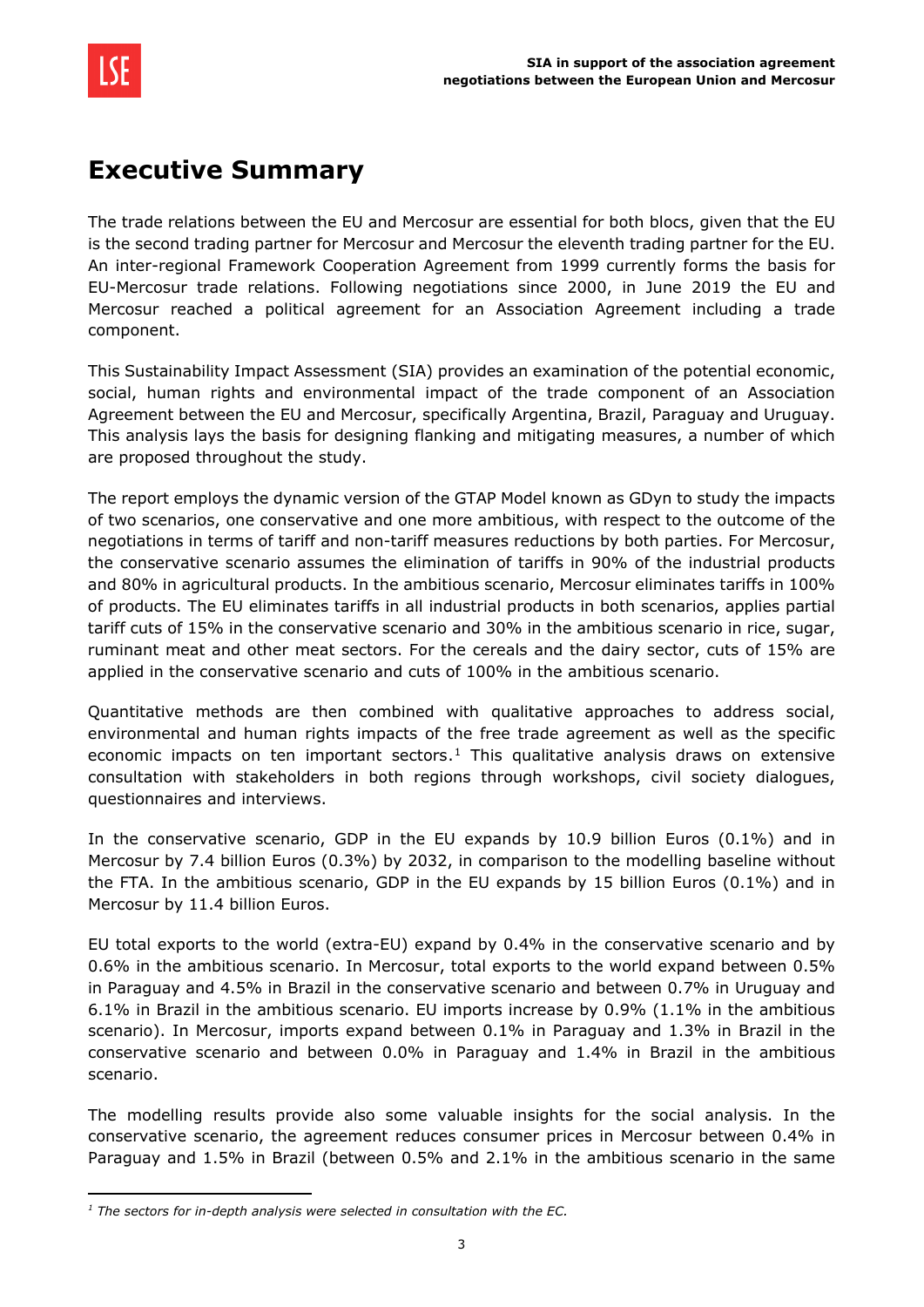# Executive Summary

The trade relations between the EU and Mercosur are essential for both blocs, given that the EU is the second trading partner for Mercosur and Mercosur the eleventh trading partner for the EU. An inter-regional Framework Cooperation Agreement from 1999 currently forms the basis for EU-Mercosur trade relations. Following negotiations since 2000, in June 2019 the EU and Mercosur reached a political agreement for an Association Agreement including a trade component.

This Sustainability Impact Assessment (SIA) provides an examination of the potential economic, social, human rights and environmental impact of the trade component of an Association Agreement between the EU and Mercosur, specifically Argentina, Brazil, Paraguay and Uruguay. This analysis lays the basis for designing flanking and mitigating measures, a number of which are proposed throughout the study.

The report employs the dynamic version of the GTAP Model known as GDyn to study the impacts of two scenarios, one conservative and one more ambitious, with respect to the outcome of the negotiations in terms of tariff and non-tariff measures reductions by both parties. For Mercosur, the conservative scenario assumes the elimination of tariffs in 90% of the industrial products and 80% in agricultural products. In the ambitious scenario, Mercosur eliminates tariffs in 100% of products. The EU eliminates tariffs in all industrial products in both scenarios, applies partial tariff cuts of 15% in the conservative scenario and 30% in the ambitious scenario in rice, sugar, ruminant meat and other meat sectors. For the cereals and the dairy sector, cuts of 15% are applied in the conservative scenario and cuts of 100% in the ambitious scenario.

Quantitative methods are then combined with qualitative approaches to address social, environmental and human rights impacts of the free trade agreement as well as the specific economic impacts on ten important sectors.[1] This qualitative analysis draws on extensive consultation with stakeholders in both regions through workshops, civil society dialogues, questionnaires and interviews.

In the conservative scenario, GDP in the EU expands by 10.9 billion Euros (0.1%) and in Mercosur by 7.4 billion Euros (0.3%) by 2032, in comparison to the modelling baseline without the FTA. In the ambitious scenario, GDP in the EU expands by 15 billion Euros (0.1%) and in Mercosur by 11.4 billion Euros.

EU total exports to the world (extra-EU) expand by 0.4% in the conservative scenario and by 0.6% in the ambitious scenario. In Mercosur, total exports to the world expand between 0.5% in Paraguay and 4.5% in Brazil in the conservative scenario and between 0.7% in Uruguay and 6.1% in Brazil in the ambitious scenario. EU imports increase by 0.9% (1.1% in the ambitious scenario). In Mercosur, imports expand between 0.1% in Paraguay and 1.3% in Brazil in the conservative scenario and between 0.0% in Paraguay and 1.4% in Brazil in the ambitious scenario.

The modelling results provide also some valuable insights for the social analysis. In the conservative scenario, the agreement reduces consumer prices in Mercosur between 0.4% in Paraguay and 1.5% in Brazil (between 0.5% and 2.1% in the ambitious scenario in the same

---

[1] *The sectors for in-depth analysis were selected in consultation with the EC.*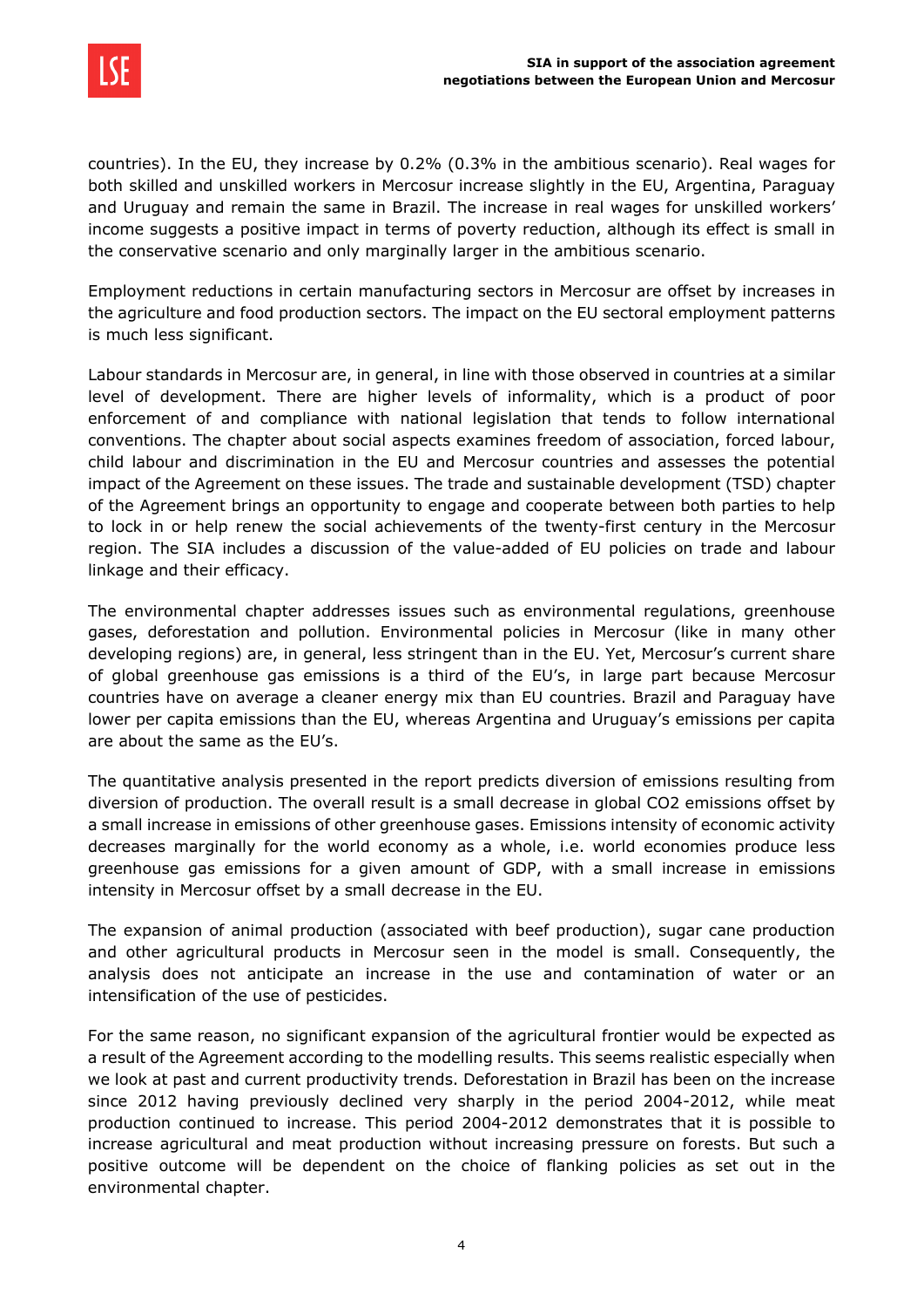countries). In the EU, they increase by 0.2% (0.3% in the ambitious scenario). Real wages for both skilled and unskilled workers in Mercosur increase slightly in the EU, Argentina, Paraguay and Uruguay and remain the same in Brazil. The increase in real wages for unskilled workers' income suggests a positive impact in terms of poverty reduction, although its effect is small in the conservative scenario and only marginally larger in the ambitious scenario.

Employment reductions in certain manufacturing sectors in Mercosur are offset by increases in the agriculture and food production sectors. The impact on the EU sectoral employment patterns is much less significant.

Labour standards in Mercosur are, in general, in line with those observed in countries at a similar level of development. There are higher levels of informality, which is a product of poor enforcement of and compliance with national legislation that tends to follow international conventions. The chapter about social aspects examines freedom of association, forced labour, child labour and discrimination in the EU and Mercosur countries and assesses the potential impact of the Agreement on these issues. The trade and sustainable development (TSD) chapter of the Agreement brings an opportunity to engage and cooperate between both parties to help to lock in or help renew the social achievements of the twenty-first century in the Mercosur region. The SIA includes a discussion of the value-added of EU policies on trade and labour linkage and their efficacy.

The environmental chapter addresses issues such as environmental regulations, greenhouse gases, deforestation and pollution. Environmental policies in Mercosur (like in many other developing regions) are, in general, less stringent than in the EU. Yet, Mercosur's current share of global greenhouse gas emissions is a third of the EU's, in large part because Mercosur countries have on average a cleaner energy mix than EU countries. Brazil and Paraguay have lower per capita emissions than the EU, whereas Argentina and Uruguay's emissions per capita are about the same as the EU's.

The quantitative analysis presented in the report predicts diversion of emissions resulting from diversion of production. The overall result is a small decrease in global $CO_2$ emissions offset by a small increase in emissions of other greenhouse gases. Emissions intensity of economic activity decreases marginally for the world economy as a whole, i.e. world economies produce less greenhouse gas emissions for a given amount of GDP, with a small increase in emissions intensity in Mercosur offset by a small decrease in the EU.

The expansion of animal production (associated with beef production), sugar cane production and other agricultural products in Mercosur seen in the model is small. Consequently, the analysis does not anticipate an increase in the use and contamination of water or an intensification of the use of pesticides.

For the same reason, no significant expansion of the agricultural frontier would be expected as a result of the Agreement according to the modelling results. This seems realistic especially when we look at past and current productivity trends. Deforestation in Brazil has been on the increase since 2012 having previously declined very sharply in the period 2004-2012, while meat production continued to increase. This period 2004-2012 demonstrates that it is possible to increase agricultural and meat production without increasing pressure on forests. But such a positive outcome will be dependent on the choice of flanking policies as set out in the environmental chapter.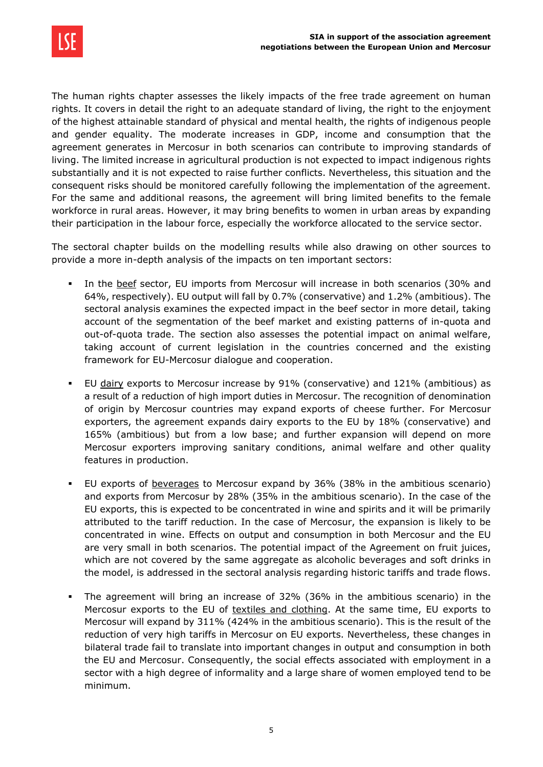The human rights chapter assesses the likely impacts of the free trade agreement on human rights. It covers in detail the right to an adequate standard of living, the right to the enjoyment of the highest attainable standard of physical and mental health, the rights of indigenous people and gender equality. The moderate increases in GDP, income and consumption that the agreement generates in Mercosur in both scenarios can contribute to improving standards of living. The limited increase in agricultural production is not expected to impact indigenous rights substantially and it is not expected to raise further conflicts. Nevertheless, this situation and the consequent risks should be monitored carefully following the implementation of the agreement. For the same and additional reasons, the agreement will bring limited benefits to the female workforce in rural areas. However, it may bring benefits to women in urban areas by expanding their participation in the labour force, especially the workforce allocated to the service sector.

The sectoral chapter builds on the modelling results while also drawing on other sources to provide a more in-depth analysis of the impacts on ten important sectors:

- In the beef sector, EU imports from Mercosur will increase in both scenarios (30% and 64%, respectively). EU output will fall by 0.7% (conservative) and 1.2% (ambitious). The sectoral analysis examines the expected impact in the beef sector in more detail, taking account of the segmentation of the beef market and existing patterns of in-quota and out-of-quota trade. The section also assesses the potential impact on animal welfare, taking account of current legislation in the countries concerned and the existing framework for EU-Mercosur dialogue and cooperation.
- EU dairy exports to Mercosur increase by 91% (conservative) and 121% (ambitious) as a result of a reduction of high import duties in Mercosur. The recognition of denomination of origin by Mercosur countries may expand exports of cheese further. For Mercosur exporters, the agreement expands dairy exports to the EU by 18% (conservative) and 165% (ambitious) but from a low base; and further expansion will depend on more Mercosur exporters improving sanitary conditions, animal welfare and other quality features in production.
- EU exports of beverages to Mercosur expand by 36% (38% in the ambitious scenario) and exports from Mercosur by 28% (35% in the ambitious scenario). In the case of the EU exports, this is expected to be concentrated in wine and spirits and it will be primarily attributed to the tariff reduction. In the case of Mercosur, the expansion is likely to be concentrated in wine. Effects on output and consumption in both Mercosur and the EU are very small in both scenarios. The potential impact of the Agreement on fruit juices, which are not covered by the same aggregate as alcoholic beverages and soft drinks in the model, is addressed in the sectoral analysis regarding historic tariffs and trade flows.
- The agreement will bring an increase of 32% (36% in the ambitious scenario) in the Mercosur exports to the EU of textiles and clothing. At the same time, EU exports to Mercosur will expand by 311% (424% in the ambitious scenario). This is the result of the reduction of very high tariffs in Mercosur on EU exports. Nevertheless, these changes in bilateral trade fail to translate into important changes in output and consumption in both the EU and Mercosur. Consequently, the social effects associated with employment in a sector with a high degree of informality and a large share of women employed tend to be minimum.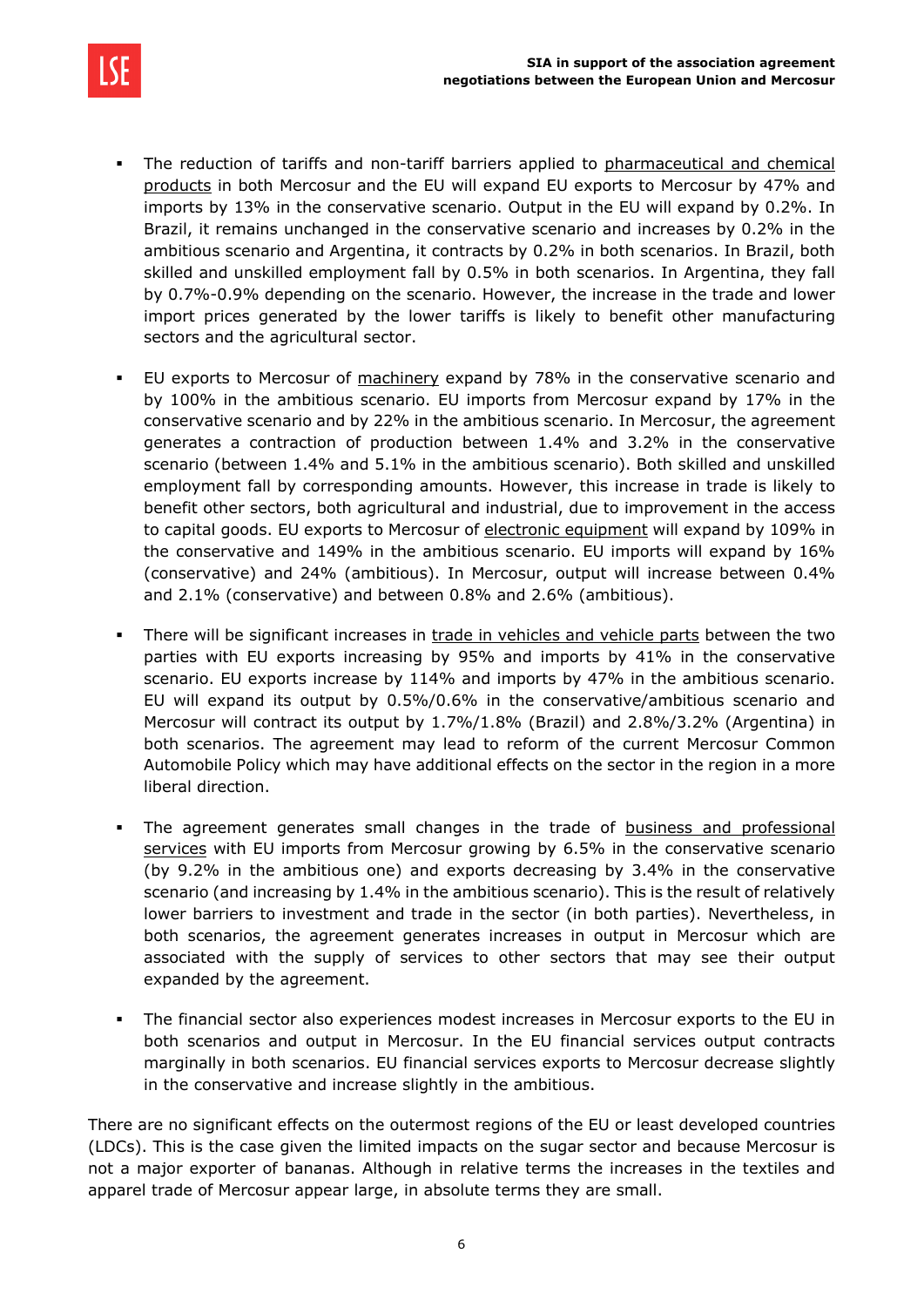- The reduction of tariffs and non-tariff barriers applied to pharmaceutical and chemical products in both Mercosur and the EU will expand EU exports to Mercosur by 47% and imports by 13% in the conservative scenario. Output in the EU will expand by 0.2%. In Brazil, it remains unchanged in the conservative scenario and increases by 0.2% in the ambitious scenario and Argentina, it contracts by 0.2% in both scenarios. In Brazil, both skilled and unskilled employment fall by 0.5% in both scenarios. In Argentina, they fall by 0.7%-0.9% depending on the scenario. However, the increase in the trade and lower import prices generated by the lower tariffs is likely to benefit other manufacturing sectors and the agricultural sector.

- EU exports to Mercosur of machinery expand by 78% in the conservative scenario and by 100% in the ambitious scenario. EU imports from Mercosur expand by 17% in the conservative scenario and by 22% in the ambitious scenario. In Mercosur, the agreement generates a contraction of production between 1.4% and 3.2% in the conservative scenario (between 1.4% and 5.1% in the ambitious scenario). Both skilled and unskilled employment fall by corresponding amounts. However, this increase in trade is likely to benefit other sectors, both agricultural and industrial, due to improvement in the access to capital goods. EU exports to Mercosur of electronic equipment will expand by 109% in the conservative and 149% in the ambitious scenario. EU imports will expand by 16% (conservative) and 24% (ambitious). In Mercosur, output will increase between 0.4% and 2.1% (conservative) and between 0.8% and 2.6% (ambitious).

- There will be significant increases in trade in vehicles and vehicle parts between the two parties with EU exports increasing by 95% and imports by 41% in the conservative scenario. EU exports increase by 114% and imports by 47% in the ambitious scenario. EU will expand its output by 0.5%/0.6% in the conservative/ambitious scenario and Mercosur will contract its output by 1.7%/1.8% (Brazil) and 2.8%/3.2% (Argentina) in both scenarios. The agreement may lead to reform of the current Mercosur Common Automobile Policy which may have additional effects on the sector in the region in a more liberal direction.

- The agreement generates small changes in the trade of business and professional services with EU imports from Mercosur growing by 6.5% in the conservative scenario (by 9.2% in the ambitious one) and exports decreasing by 3.4% in the conservative scenario (and increasing by 1.4% in the ambitious scenario). This is the result of relatively lower barriers to investment and trade in the sector (in both parties). Nevertheless, in both scenarios, the agreement generates increases in output in Mercosur which are associated with the supply of services to other sectors that may see their output expanded by the agreement.

- The financial sector also experiences modest increases in Mercosur exports to the EU in both scenarios and output in Mercosur. In the EU financial services output contracts marginally in both scenarios. EU financial services exports to Mercosur decrease slightly in the conservative and increase slightly in the ambitious.

There are no significant effects on the outermost regions of the EU or least developed countries (LDCs). This is the case given the limited impacts on the sugar sector and because Mercosur is not a major exporter of bananas. Although in relative terms the increases in the textiles and apparel trade of Mercosur appear large, in absolute terms they are small.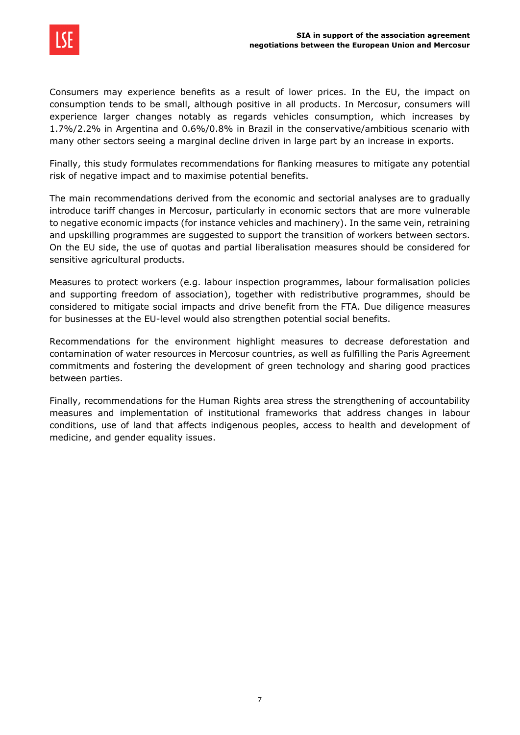Consumers may experience benefits as a result of lower prices. In the EU, the impact on consumption tends to be small, although positive in all products. In Mercosur, consumers will experience larger changes notably as regards vehicles consumption, which increases by 1.7%/2.2% in Argentina and 0.6%/0.8% in Brazil in the conservative/ambitious scenario with many other sectors seeing a marginal decline driven in large part by an increase in exports.

Finally, this study formulates recommendations for flanking measures to mitigate any potential risk of negative impact and to maximise potential benefits.

The main recommendations derived from the economic and sectorial analyses are to gradually introduce tariff changes in Mercosur, particularly in economic sectors that are more vulnerable to negative economic impacts (for instance vehicles and machinery). In the same vein, retraining and upskilling programmes are suggested to support the transition of workers between sectors. On the EU side, the use of quotas and partial liberalisation measures should be considered for sensitive agricultural products.

Measures to protect workers (e.g. labour inspection programmes, labour formalisation policies and supporting freedom of association), together with redistributive programmes, should be considered to mitigate social impacts and drive benefit from the FTA. Due diligence measures for businesses at the EU-level would also strengthen potential social benefits.

Recommendations for the environment highlight measures to decrease deforestation and contamination of water resources in Mercosur countries, as well as fulfilling the Paris Agreement commitments and fostering the development of green technology and sharing good practices between parties.

Finally, recommendations for the Human Rights area stress the strengthening of accountability measures and implementation of institutional frameworks that address changes in labour conditions, use of land that affects indigenous peoples, access to health and development of medicine, and gender equality issues.